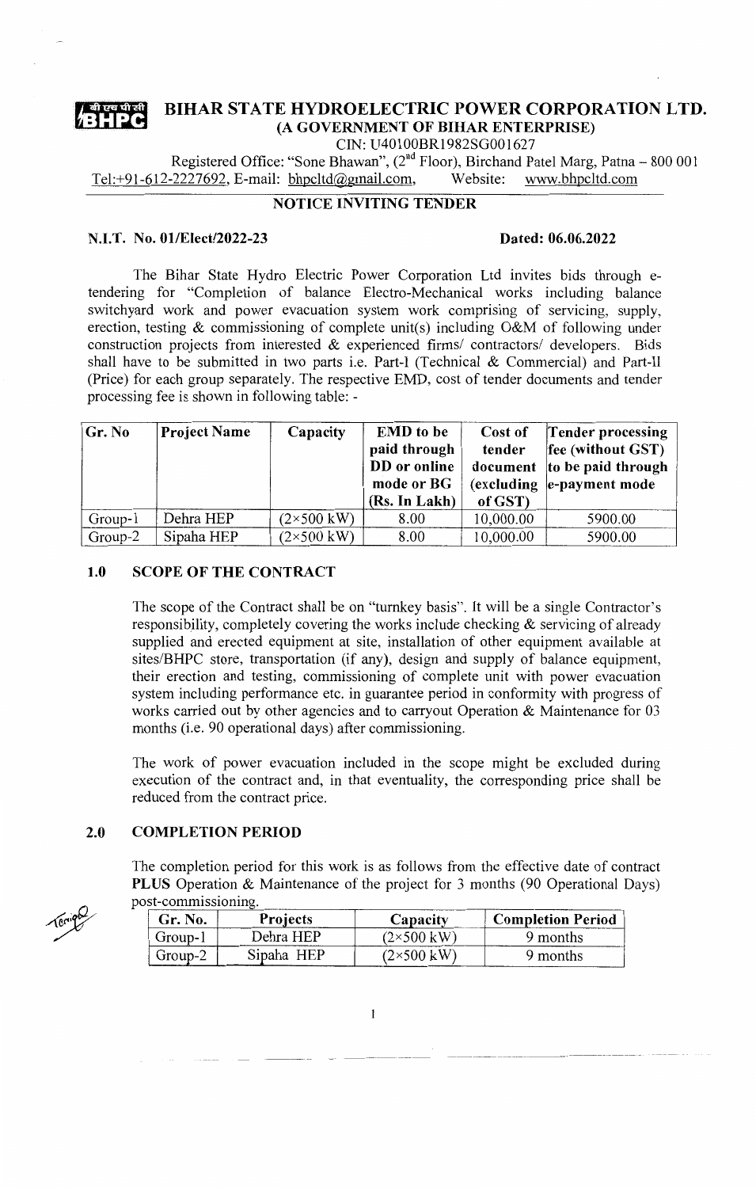# BIHAR STATE HYDROELECTRIC POWER CORPORATION LTD.

**(A GOVERNMENT OF BIHAR ENTERPRISE)**

CIN: U40100BR1982SG001627

Registered Office: "Sone Bhawan", (2nd Floor), Birchand Patel Marg, Patna – 800 001

Tel:+91-612-2227692, E-mail: bhpcltd@gmail.com, Website: www.bhpcltd.com

## NOTICE INVITING TENDER

**N.I.T. No. 01/Elect/2022-23** **Dated: 06.06.2022**

The Bihar State Hydro Electric Power Corporation Ltd invites bids through e-tendering for "Completion of balance Electro-Mechanical works including balance switchyard work and power evacuation system work comprising of servicing, supply, erection, testing & commissioning of complete unit(s) including O&M of following under construction projects from interested & experienced firms/ contractors/ developers. Bids shall have to be submitted in two parts i.e. Part-I (Technical & Commercial) and Part-II (Price) for each group separately. The respective EMD, cost of tender documents and tender processing fee is shown in following table: -

| Gr. No | Project Name | Capacity | EMD to be paid through DD or online mode or BG (Rs. In Lakh) | Cost of tender document (excluding of GST) | Tender processing fee (without GST) to be paid through e-payment mode |
|---|---|---|---|---|---|
| Group-1 | Dehra HEP | (2×500 kW) | 8.00 | 10,000.00 | 5900.00 |
| Group-2 | Sipaha HEP | (2×500 kW) | 8.00 | 10,000.00 | 5900.00 |

### 1.0 SCOPE OF THE CONTRACT

The scope of the Contract shall be on "turnkey basis". It will be a single Contractor's responsibility, completely covering the works include checking & servicing of already supplied and erected equipment at site, installation of other equipment available at sites/BHPC store, transportation (if any), design and supply of balance equipment, their erection and testing, commissioning of complete unit with power evacuation system including performance etc. in guarantee period in conformity with progress of works carried out by other agencies and to carryout Operation & Maintenance for 03 months (i.e. 90 operational days) after commissioning.

The work of power evacuation included in the scope might be excluded during execution of the contract and, in that eventuality, the corresponding price shall be reduced from the contract price.

### 2.0 COMPLETION PERIOD

The completion period for this work is as follows from the effective date of contract **PLUS** Operation & Maintenance of the project for 3 months (90 Operational Days) post-commissioning.

| Gr. No. | Projects | Capacity | Completion Period |
|---|---|---|---|
| Group-1 | Dehra HEP | (2×500 kW) | 9 months |
| Group-2 | Sipaha HEP | (2×500 kW) | 9 months |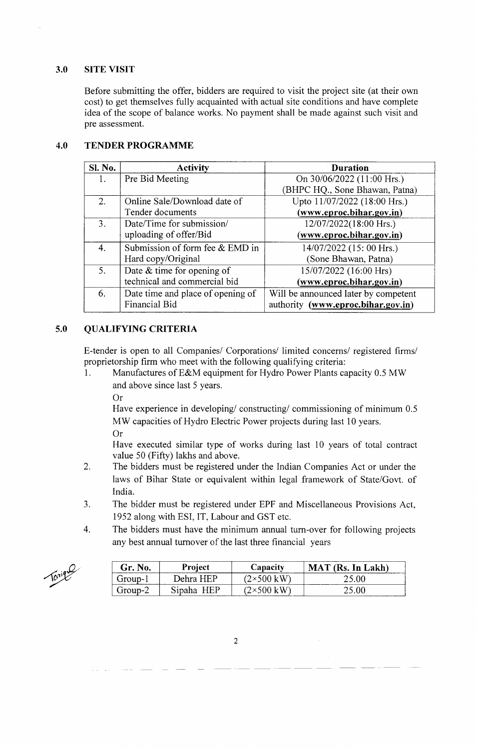## 3.0 SITE VISIT

Before submitting the offer, bidders are required to visit the project site (at their own cost) to get themselves fully acquainted with actual site conditions and have complete idea of the scope of balance works. No payment shall be made against such visit and pre assessment.

## 4.0 TENDER PROGRAMME

| Sl. No. | Activity | Duration |
|---|---|---|
| 1. | Pre Bid Meeting | On 30/06/2022 (11:00 Hrs.) (BHPC HQ., Sone Bhawan, Patna) |
| 2. | Online Sale/Download date of Tender documents | Upto 11/07/2022 (18:00 Hrs.) **(www.eproc.bihar.gov.in)** |
| 3. | Date/Time for submission/ uploading of offer/Bid | 12/07/2022(18:00 Hrs.) **(www.eproc.bihar.gov.in)** |
| 4. | Submission of form fee & EMD in Hard copy/Original | 14/07/2022 (15: 00 Hrs.) (Sone Bhawan, Patna) |
| 5. | Date & time for opening of technical and commercial bid | 15/07/2022 (16:00 Hrs) **(www.eproc.bihar.gov.in)** |
| 6. | Date time and place of opening of Financial Bid | Will be announced later by competent authority **(www.eproc.bihar.gov.in)** |

## 5.0 QUALIFYING CRITERIA

E-tender is open to all Companies/ Corporations/ limited concerns/ registered firms/ proprietorship firm who meet with the following qualifying criteria:

1. Manufactures of E&M equipment for Hydro Power Plants capacity 0.5 MW and above since last 5 years.

   Or

   Have experience in developing/ constructing/ commissioning of minimum 0.5 MW capacities of Hydro Electric Power projects during last 10 years.

   Or

   Have executed similar type of works during last 10 years of total contract value 50 (Fifty) lakhs and above.

2. The bidders must be registered under the Indian Companies Act or under the laws of Bihar State or equivalent within legal framework of State/Govt. of India.

3. The bidder must be registered under EPF and Miscellaneous Provisions Act, 1952 along with ESI, IT, Labour and GST etc.

4. The bidders must have the minimum annual turn-over for following projects any best annual turnover of the last three financial years

| Gr. No. | Project | Capacity | MAT (Rs. In Lakh) |
|---|---|---|---|
| Group-1 | Dehra HEP | (2×500 kW) | 25.00 |
| Group-2 | Sipaha HEP | (2×500 kW) | 25.00 |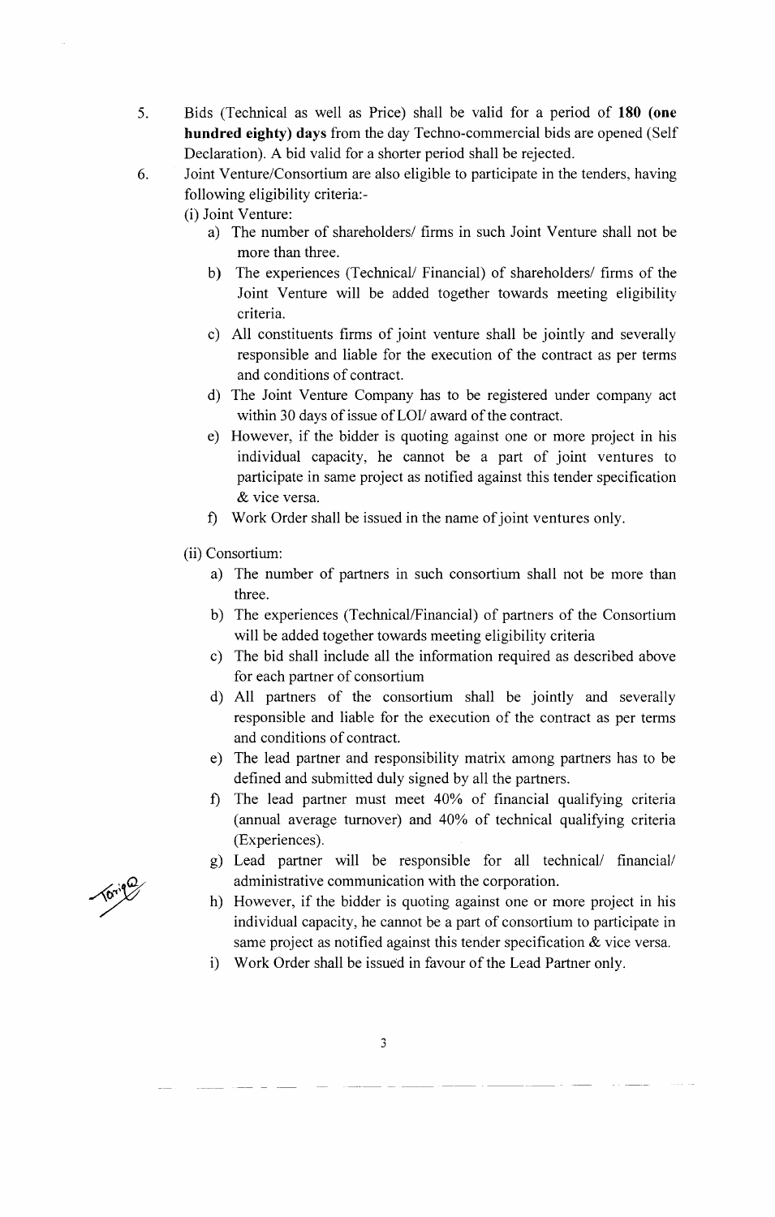5. Bids (Technical as well as Price) shall be valid for a period of **180 (one hundred eighty) days** from the day Techno-commercial bids are opened (Self Declaration). A bid valid for a shorter period shall be rejected.

6. Joint Venture/Consortium are also eligible to participate in the tenders, having following eligibility criteria:-

   (i) Joint Venture:

   a) The number of shareholders/ firms in such Joint Venture shall not be more than three.
   
   b) The experiences (Technical/ Financial) of shareholders/ firms of the Joint Venture will be added together towards meeting eligibility criteria.
   
   c) All constituents firms of joint venture shall be jointly and severally responsible and liable for the execution of the contract as per terms and conditions of contract.
   
   d) The Joint Venture Company has to be registered under company act within 30 days of issue of LOI/ award of the contract.
   
   e) However, if the bidder is quoting against one or more project in his individual capacity, he cannot be a part of joint ventures to participate in same project as notified against this tender specification & vice versa.
   
   f) Work Order shall be issued in the name of joint ventures only.

   (ii) Consortium:

   a) The number of partners in such consortium shall not be more than three.
   
   b) The experiences (Technical/Financial) of partners of the Consortium will be added together towards meeting eligibility criteria
   
   c) The bid shall include all the information required as described above for each partner of consortium
   
   d) All partners of the consortium shall be jointly and severally responsible and liable for the execution of the contract as per terms and conditions of contract.
   
   e) The lead partner and responsibility matrix among partners has to be defined and submitted duly signed by all the partners.
   
   f) The lead partner must meet 40% of financial qualifying criteria (annual average turnover) and 40% of technical qualifying criteria (Experiences).
   
   g) Lead partner will be responsible for all technical/ financial/ administrative communication with the corporation.
   
   h) However, if the bidder is quoting against one or more project in his individual capacity, he cannot be a part of consortium to participate in same project as notified against this tender specification & vice versa.
   
   i) Work Order shall be issued in favour of the Lead Partner only.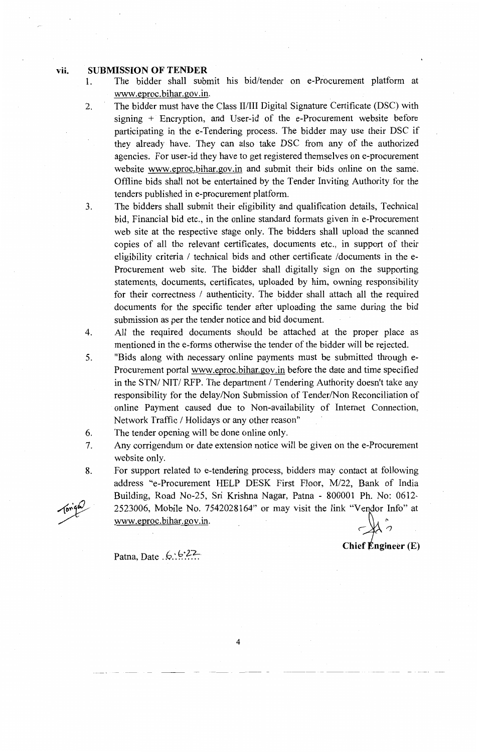## vii. SUBMISSION OF TENDER

1. The bidder shall submit his bid/tender on e-Procurement platform at www.eproc.bihar.gov.in.
2. The bidder must have the Class II/III Digital Signature Certificate (DSC) with signing + Encryption, and User-id of the e-Procurement website before participating in the e-Tendering process. The bidder may use their DSC if they already have. They can also take DSC from any of the authorized agencies. For user-id they have to get registered themselves on e-procurement website www.eproc.bihar.gov.in and submit their bids online on the same. Offline bids shall not be entertained by the Tender Inviting Authority for the tenders published in e-procurement platform.
3. The bidders shall submit their eligibility and qualification details, Technical bid, Financial bid etc., in the online standard formats given in e-Procurement web site at the respective stage only. The bidders shall upload the scanned copies of all the relevant certificates, documents etc., in support of their eligibility criteria / technical bids and other certificate /documents in the e-Procurement web site. The bidder shall digitally sign on the supporting statements, documents, certificates, uploaded by him, owning responsibility for their correctness / authenticity. The bidder shall attach all the required documents for the specific tender after uploading the same during the bid submission as per the tender notice and bid document.
4. All the required documents should be attached at the proper place as mentioned in the e-forms otherwise the tender of the bidder will be rejected.
5. "Bids along with necessary online payments must be submitted through e-Procurement portal www.eproc.bihar.gov.in before the date and time specified in the STN/ NIT/ RFP. The department / Tendering Authority doesn't take any responsibility for the delay/Non Submission of Tender/Non Reconciliation of online Payment caused due to Non-availability of Internet Connection, Network Traffic / Holidays or any other reason"
6. The tender opening will be done online only.
7. Any corrigendum or date extension notice will be given on the e-Procurement website only.
8. For support related to e-tendering process, bidders may contact at following address "e-Procurement HELP DESK First Floor, M/22, Bank of India Building, Road No-25, Sri Krishna Nagar, Patna - 800001 Ph. No: 0612-2523006, Mobile No. 7542028164" or may visit the link "Vendor Info" at www.eproc.bihar.gov.in.

**Chief Engineer (E)**

Patna, Date .6.6.22.